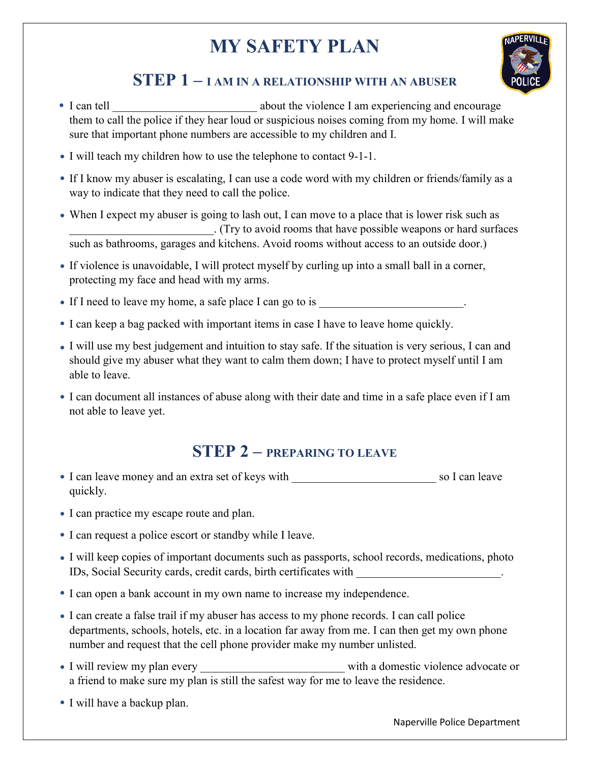# MY SAFETY PLAN

## STEP 1 – I AM IN A RELATIONSHIP WITH AN ABUSER

- I can tell _________________________ about the violence I am experiencing and encourage them to call the police if they hear loud or suspicious noises coming from my home. I will make sure that important phone numbers are accessible to my children and I.
- I will teach my children how to use the telephone to contact 9-1-1.
- If I know my abuser is escalating, I can use a code word with my children or friends/family as a way to indicate that they need to call the police.
- When I expect my abuser is going to lash out, I can move to a place that is lower risk such as _________________________. (Try to avoid rooms that have possible weapons or hard surfaces such as bathrooms, garages and kitchens. Avoid rooms without access to an outside door.)
- If violence is unavoidable, I will protect myself by curling up into a small ball in a corner, protecting my face and head with my arms.
- If I need to leave my home, a safe place I can go to is _________________________.
- I can keep a bag packed with important items in case I have to leave home quickly.
- I will use my best judgement and intuition to stay safe. If the situation is very serious, I can and should give my abuser what they want to calm them down; I have to protect myself until I am able to leave.
- I can document all instances of abuse along with their date and time in a safe place even if I am not able to leave yet.

## STEP 2 – PREPARING TO LEAVE

- I can leave money and an extra set of keys with _________________________ so I can leave quickly.
- I can practice my escape route and plan.
- I can request a police escort or standby while I leave.
- I will keep copies of important documents such as passports, school records, medications, photo IDs, Social Security cards, credit cards, birth certificates with _________________________.
- I can open a bank account in my own name to increase my independence.
- I can create a false trail if my abuser has access to my phone records. I can call police departments, schools, hotels, etc. in a location far away from me. I can then get my own phone number and request that the cell phone provider make my number unlisted.
- I will review my plan every _________________________ with a domestic violence advocate or a friend to make sure my plan is still the safest way for me to leave the residence.
- I will have a backup plan.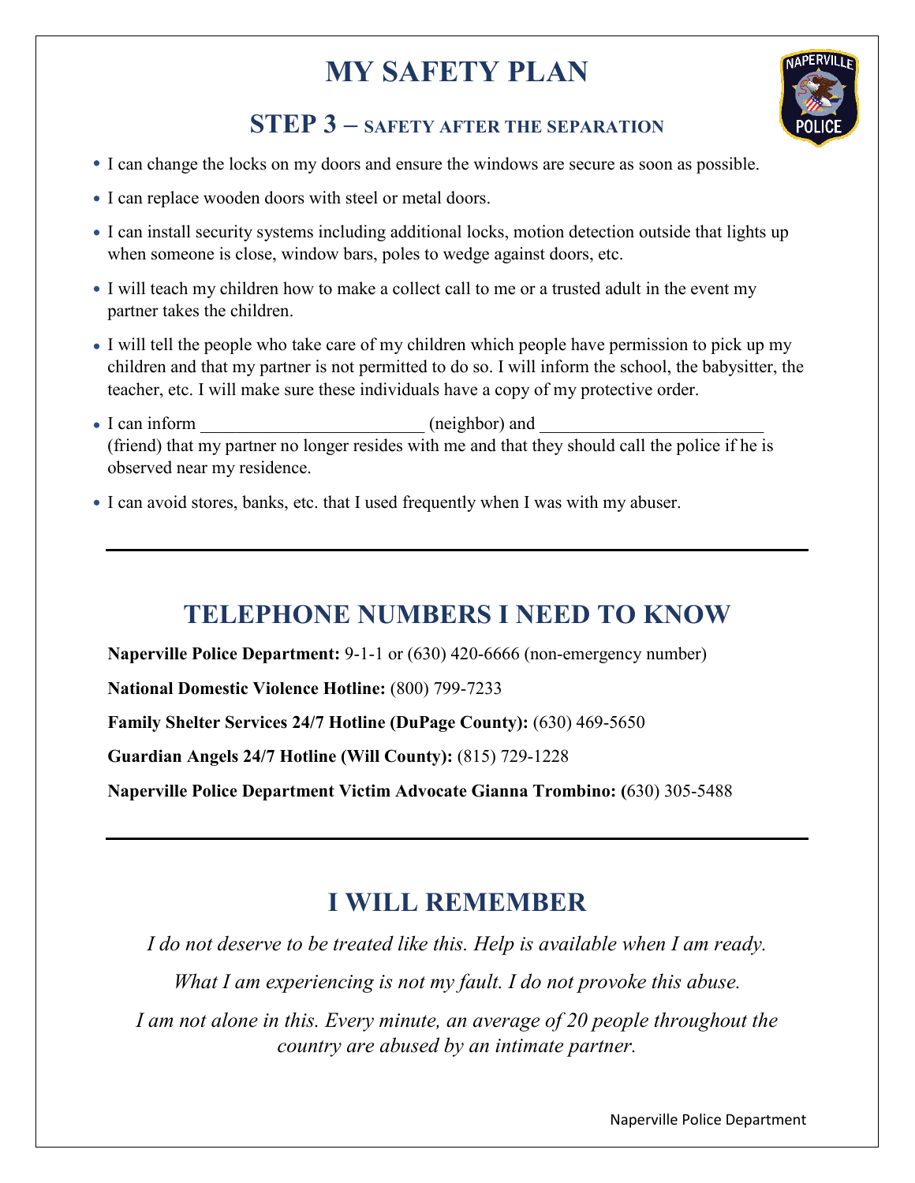# MY SAFETY PLAN

## STEP 3 – SAFETY AFTER THE SEPARATION

- I can change the locks on my doors and ensure the windows are secure as soon as possible.
- I can replace wooden doors with steel or metal doors.
- I can install security systems including additional locks, motion detection outside that lights up when someone is close, window bars, poles to wedge against doors, etc.
- I will teach my children how to make a collect call to me or a trusted adult in the event my partner takes the children.
- I will tell the people who take care of my children which people have permission to pick up my children and that my partner is not permitted to do so. I will inform the school, the babysitter, the teacher, etc. I will make sure these individuals have a copy of my protective order.
- I can inform _________________________ (neighbor) and _________________________ (friend) that my partner no longer resides with me and that they should call the police if he is observed near my residence.
- I can avoid stores, banks, etc. that I used frequently when I was with my abuser.

---

## TELEPHONE NUMBERS I NEED TO KNOW

**Naperville Police Department:** 9-1-1 or (630) 420-6666 (non-emergency number)

**National Domestic Violence Hotline:** (800) 799-7233

**Family Shelter Services 24/7 Hotline (DuPage County):** (630) 469-5650

**Guardian Angels 24/7 Hotline (Will County):** (815) 729-1228

**Naperville Police Department Victim Advocate Gianna Trombino: (**630) 305-5488

---

## I WILL REMEMBER

*I do not deserve to be treated like this. Help is available when I am ready.*

*What I am experiencing is not my fault. I do not provoke this abuse.*

*I am not alone in this. Every minute, an average of 20 people throughout the country are abused by an intimate partner.*